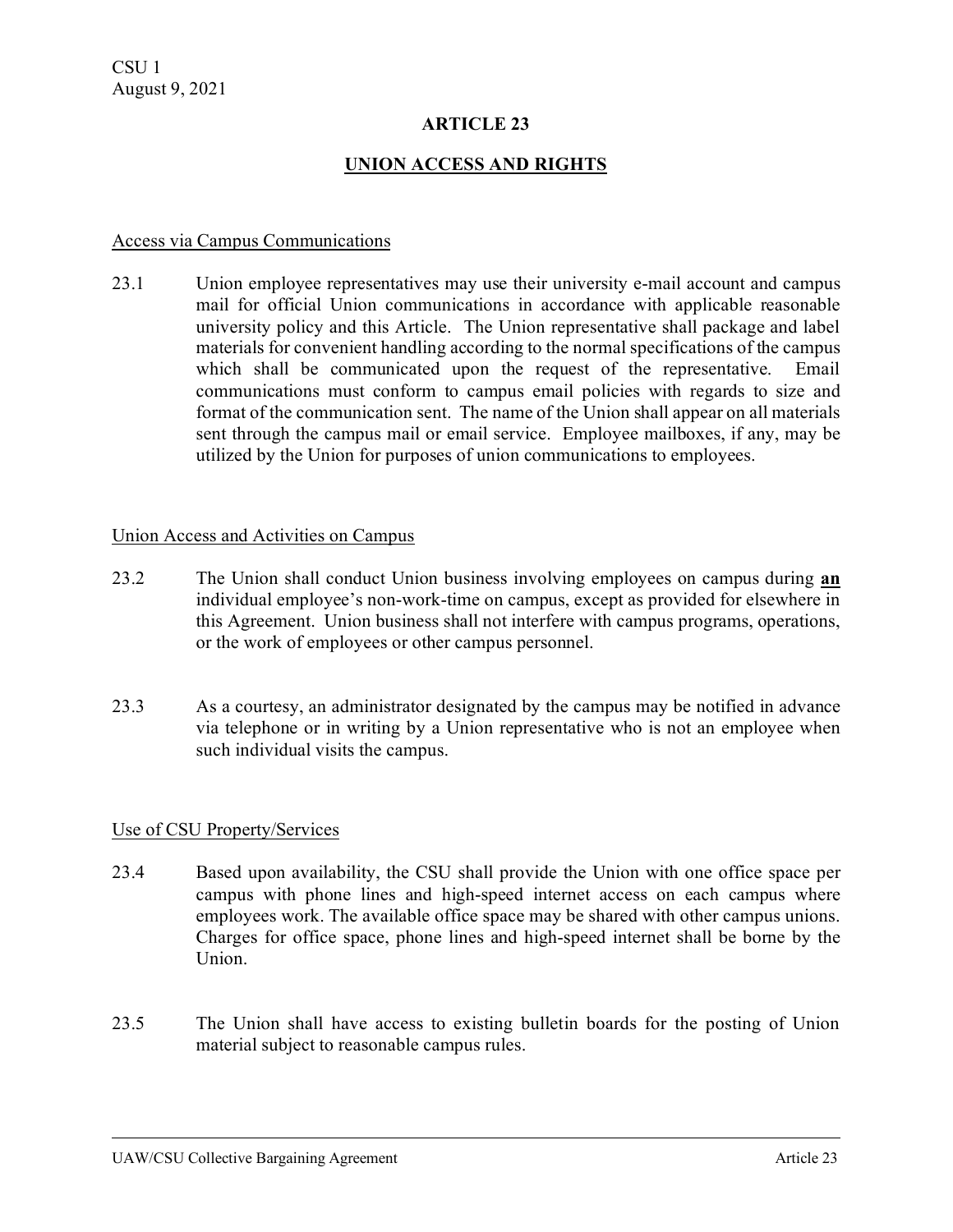CSU 1
August 9, 2021

# ARTICLE 23

## UNION ACCESS AND RIGHTS

### Access via Campus Communications

23.1 Union employee representatives may use their university e-mail account and campus mail for official Union communications in accordance with applicable reasonable university policy and this Article. The Union representative shall package and label materials for convenient handling according to the normal specifications of the campus which shall be communicated upon the request of the representative. Email communications must conform to campus email policies with regards to size and format of the communication sent. The name of the Union shall appear on all materials sent through the campus mail or email service. Employee mailboxes, if any, may be utilized by the Union for purposes of union communications to employees.

### Union Access and Activities on Campus

23.2 The Union shall conduct Union business involving employees on campus during **an** individual employee's non-work-time on campus, except as provided for elsewhere in this Agreement. Union business shall not interfere with campus programs, operations, or the work of employees or other campus personnel.

23.3 As a courtesy, an administrator designated by the campus may be notified in advance via telephone or in writing by a Union representative who is not an employee when such individual visits the campus.

### Use of CSU Property/Services

23.4 Based upon availability, the CSU shall provide the Union with one office space per campus with phone lines and high-speed internet access on each campus where employees work. The available office space may be shared with other campus unions. Charges for office space, phone lines and high-speed internet shall be borne by the Union.

23.5 The Union shall have access to existing bulletin boards for the posting of Union material subject to reasonable campus rules.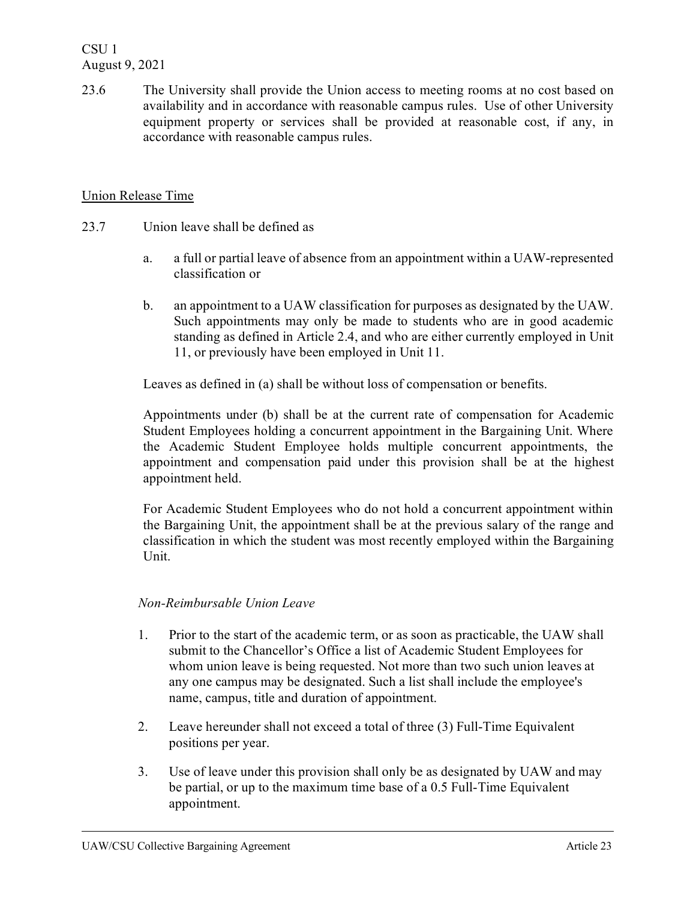23.6 The University shall provide the Union access to meeting rooms at no cost based on availability and in accordance with reasonable campus rules. Use of other University equipment property or services shall be provided at reasonable cost, if any, in accordance with reasonable campus rules.

Union Release Time

23.7 Union leave shall be defined as

a. a full or partial leave of absence from an appointment within a UAW-represented classification or

b. an appointment to a UAW classification for purposes as designated by the UAW. Such appointments may only be made to students who are in good academic standing as defined in Article 2.4, and who are either currently employed in Unit 11, or previously have been employed in Unit 11.

Leaves as defined in (a) shall be without loss of compensation or benefits.

Appointments under (b) shall be at the current rate of compensation for Academic Student Employees holding a concurrent appointment in the Bargaining Unit. Where the Academic Student Employee holds multiple concurrent appointments, the appointment and compensation paid under this provision shall be at the highest appointment held.

For Academic Student Employees who do not hold a concurrent appointment within the Bargaining Unit, the appointment shall be at the previous salary of the range and classification in which the student was most recently employed within the Bargaining Unit.

*Non-Reimbursable Union Leave*

1. Prior to the start of the academic term, or as soon as practicable, the UAW shall submit to the Chancellor's Office a list of Academic Student Employees for whom union leave is being requested. Not more than two such union leaves at any one campus may be designated. Such a list shall include the employee's name, campus, title and duration of appointment.

2. Leave hereunder shall not exceed a total of three (3) Full-Time Equivalent positions per year.

3. Use of leave under this provision shall only be as designated by UAW and may be partial, or up to the maximum time base of a 0.5 Full-Time Equivalent appointment.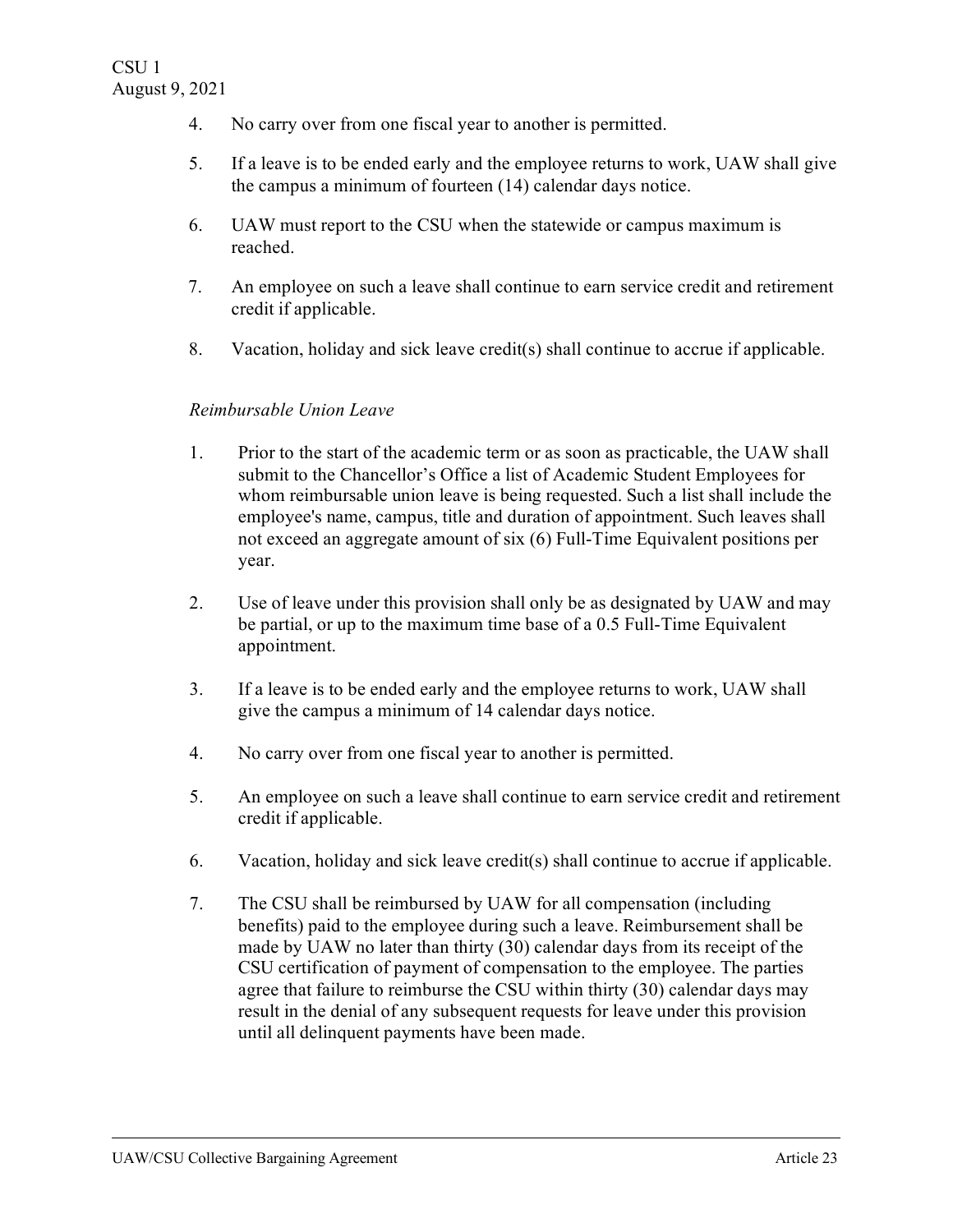4. No carry over from one fiscal year to another is permitted.

5. If a leave is to be ended early and the employee returns to work, UAW shall give the campus a minimum of fourteen (14) calendar days notice.

6. UAW must report to the CSU when the statewide or campus maximum is reached.

7. An employee on such a leave shall continue to earn service credit and retirement credit if applicable.

8. Vacation, holiday and sick leave credit(s) shall continue to accrue if applicable.

*Reimbursable Union Leave*

1. Prior to the start of the academic term or as soon as practicable, the UAW shall submit to the Chancellor's Office a list of Academic Student Employees for whom reimbursable union leave is being requested. Such a list shall include the employee's name, campus, title and duration of appointment. Such leaves shall not exceed an aggregate amount of six (6) Full-Time Equivalent positions per year.

2. Use of leave under this provision shall only be as designated by UAW and may be partial, or up to the maximum time base of a 0.5 Full-Time Equivalent appointment.

3. If a leave is to be ended early and the employee returns to work, UAW shall give the campus a minimum of 14 calendar days notice.

4. No carry over from one fiscal year to another is permitted.

5. An employee on such a leave shall continue to earn service credit and retirement credit if applicable.

6. Vacation, holiday and sick leave credit(s) shall continue to accrue if applicable.

7. The CSU shall be reimbursed by UAW for all compensation (including benefits) paid to the employee during such a leave. Reimbursement shall be made by UAW no later than thirty (30) calendar days from its receipt of the CSU certification of payment of compensation to the employee. The parties agree that failure to reimburse the CSU within thirty (30) calendar days may result in the denial of any subsequent requests for leave under this provision until all delinquent payments have been made.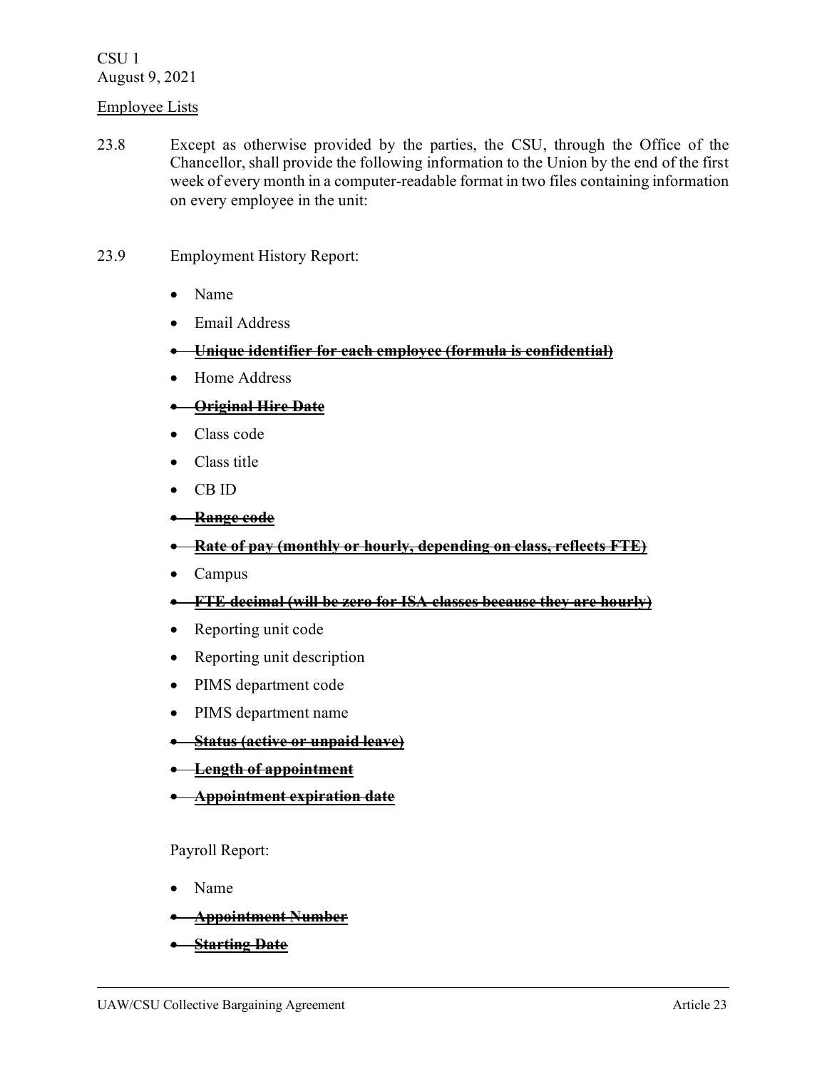CSU 1
August 9, 2021

<u>Employee Lists</u>

23.8 Except as otherwise provided by the parties, the CSU, through the Office of the Chancellor, shall provide the following information to the Union by the end of the first week of every month in a computer-readable format in two files containing information on every employee in the unit:

23.9 Employment History Report:

- Name
- Email Address
- ~~**Unique identifier for each employee (formula is confidential)**~~
- Home Address
- ~~**Original Hire Date**~~
- Class code
- Class title
- CB ID
- ~~**Range code**~~
- ~~**Rate of pay (monthly or hourly, depending on class, reflects FTE)**~~
- Campus
- ~~**FTE decimal (will be zero for ISA classes because they are hourly)**~~
- Reporting unit code
- Reporting unit description
- PIMS department code
- PIMS department name
- ~~**Status (active or unpaid leave)**~~
- ~~**Length of appointment**~~
- ~~**Appointment expiration date**~~

Payroll Report:

- Name
- ~~**Appointment Number**~~
- ~~**Starting Date**~~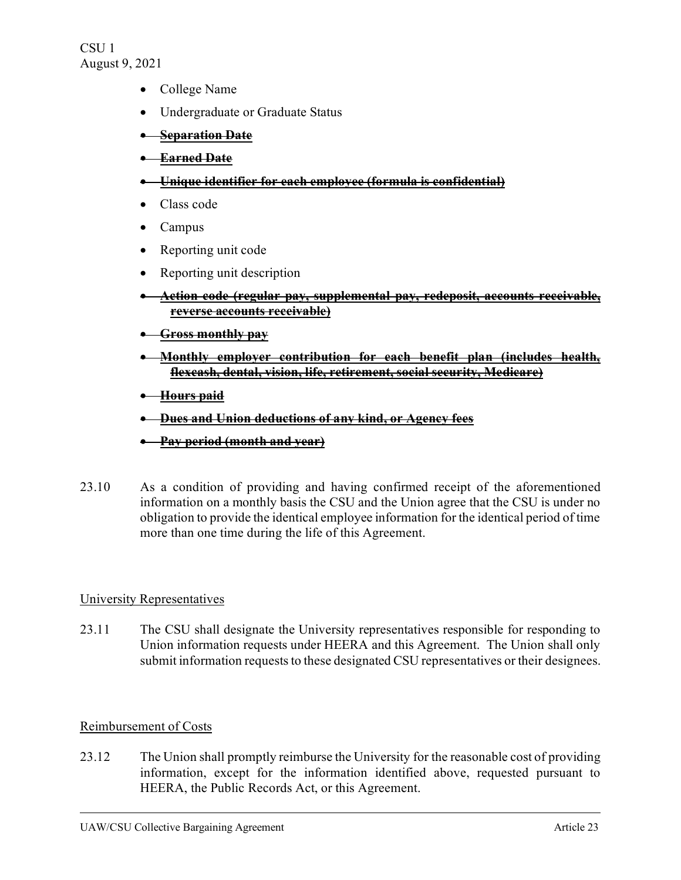- College Name
- Undergraduate or Graduate Status
- ~~**Separation Date**~~
- ~~**Earned Date**~~
- ~~**Unique identifier for each employee (formula is confidential)**~~
- Class code
- Campus
- Reporting unit code
- Reporting unit description
- ~~**Action code (regular pay, supplemental pay, redeposit, accounts receivable, reverse accounts receivable)**~~
- ~~**Gross monthly pay**~~
- ~~**Monthly employer contribution for each benefit plan (includes health, flexcash, dental, vision, life, retirement, social security, Medicare)**~~
- ~~**Hours paid**~~
- ~~**Dues and Union deductions of any kind, or Agency fees**~~
- ~~**Pay period (month and year)**~~

23.10 As a condition of providing and having confirmed receipt of the aforementioned information on a monthly basis the CSU and the Union agree that the CSU is under no obligation to provide the identical employee information for the identical period of time more than one time during the life of this Agreement.

University Representatives

23.11 The CSU shall designate the University representatives responsible for responding to Union information requests under HEERA and this Agreement. The Union shall only submit information requests to these designated CSU representatives or their designees.

Reimbursement of Costs

23.12 The Union shall promptly reimburse the University for the reasonable cost of providing information, except for the information identified above, requested pursuant to HEERA, the Public Records Act, or this Agreement.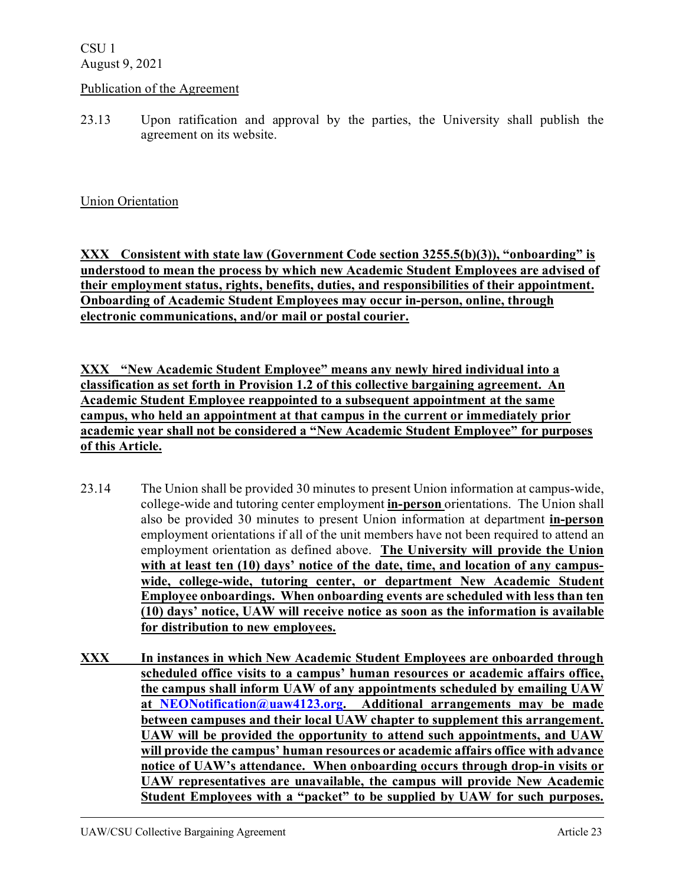CSU 1
August 9, 2021

Publication of the Agreement

23.13 Upon ratification and approval by the parties, the University shall publish the agreement on its website.

Union Orientation

**XXX Consistent with state law (Government Code section 3255.5(b)(3)), "onboarding" is understood to mean the process by which new Academic Student Employees are advised of their employment status, rights, benefits, duties, and responsibilities of their appointment. Onboarding of Academic Student Employees may occur in-person, online, through electronic communications, and/or mail or postal courier.**

**XXX "New Academic Student Employee" means any newly hired individual into a classification as set forth in Provision 1.2 of this collective bargaining agreement. An Academic Student Employee reappointed to a subsequent appointment at the same campus, who held an appointment at that campus in the current or immediately prior academic year shall not be considered a "New Academic Student Employee" for purposes of this Article.**

23.14 The Union shall be provided 30 minutes to present Union information at campus-wide, college-wide and tutoring center employment **in-person** orientations. The Union shall also be provided 30 minutes to present Union information at department **in-person** employment orientations if all of the unit members have not been required to attend an employment orientation as defined above. **The University will provide the Union with at least ten (10) days' notice of the date, time, and location of any campus-wide, college-wide, tutoring center, or department New Academic Student Employee onboardings. When onboarding events are scheduled with less than ten (10) days' notice, UAW will receive notice as soon as the information is available for distribution to new employees.**

**XXX In instances in which New Academic Student Employees are onboarded through scheduled office visits to a campus' human resources or academic affairs office, the campus shall inform UAW of any appointments scheduled by emailing UAW at NEONotification@uaw4123.org. Additional arrangements may be made between campuses and their local UAW chapter to supplement this arrangement. UAW will be provided the opportunity to attend such appointments, and UAW will provide the campus' human resources or academic affairs office with advance notice of UAW's attendance. When onboarding occurs through drop-in visits or UAW representatives are unavailable, the campus will provide New Academic Student Employees with a "packet" to be supplied by UAW for such purposes.**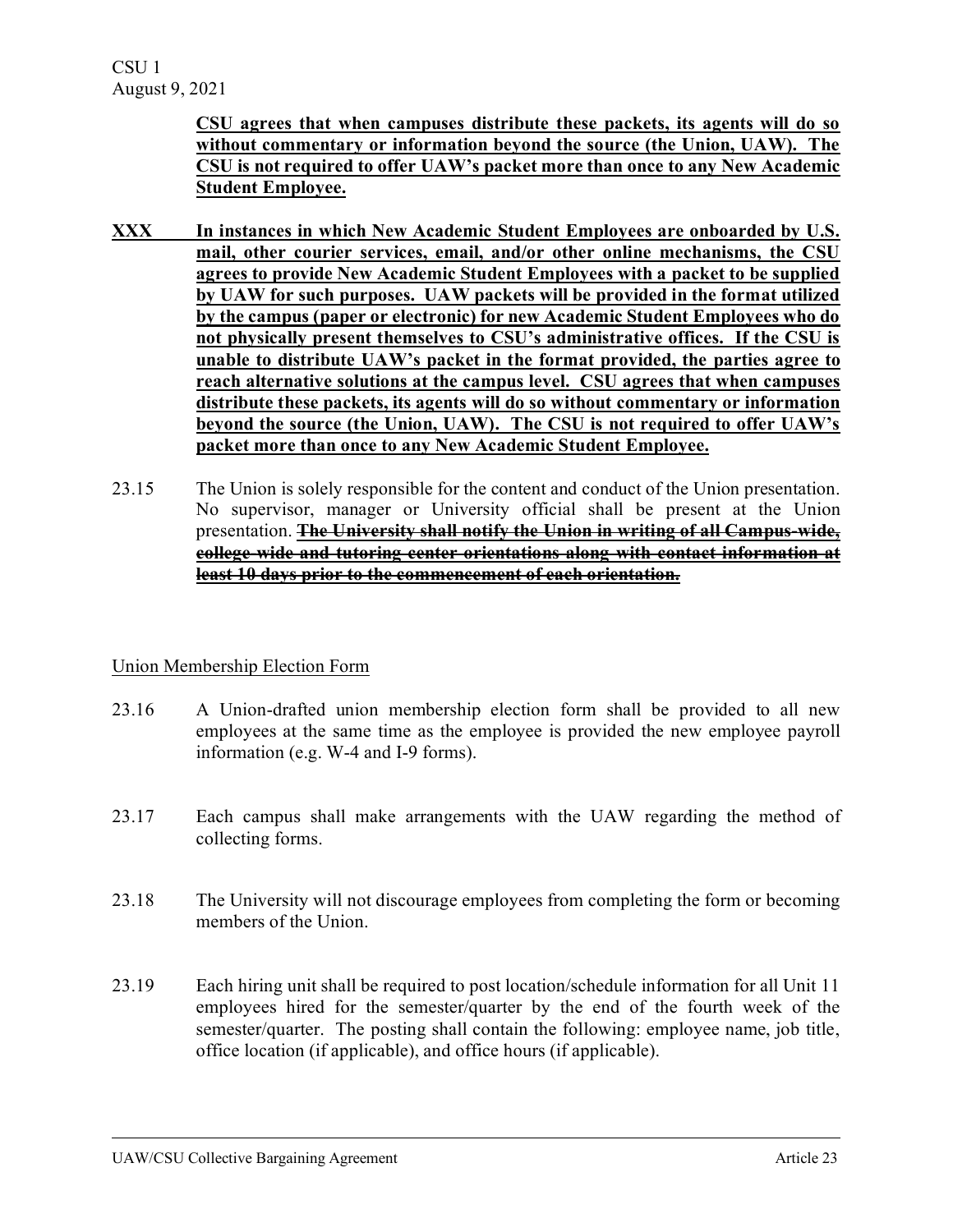**CSU agrees that when campuses distribute these packets, its agents will do so without commentary or information beyond the source (the Union, UAW). The CSU is not required to offer UAW's packet more than once to any New Academic Student Employee.**

**XXX In instances in which New Academic Student Employees are onboarded by U.S. mail, other courier services, email, and/or other online mechanisms, the CSU agrees to provide New Academic Student Employees with a packet to be supplied by UAW for such purposes. UAW packets will be provided in the format utilized by the campus (paper or electronic) for new Academic Student Employees who do not physically present themselves to CSU's administrative offices. If the CSU is unable to distribute UAW's packet in the format provided, the parties agree to reach alternative solutions at the campus level. CSU agrees that when campuses distribute these packets, its agents will do so without commentary or information beyond the source (the Union, UAW). The CSU is not required to offer UAW's packet more than once to any New Academic Student Employee.**

23.15 The Union is solely responsible for the content and conduct of the Union presentation. No supervisor, manager or University official shall be present at the Union presentation. ~~**The University shall notify the Union in writing of all Campus-wide, college-wide and tutoring center orientations along with contact information at least 10 days prior to the commencement of each orientation.**~~

Union Membership Election Form

23.16 A Union-drafted union membership election form shall be provided to all new employees at the same time as the employee is provided the new employee payroll information (e.g. W-4 and I-9 forms).

23.17 Each campus shall make arrangements with the UAW regarding the method of collecting forms.

23.18 The University will not discourage employees from completing the form or becoming members of the Union.

23.19 Each hiring unit shall be required to post location/schedule information for all Unit 11 employees hired for the semester/quarter by the end of the fourth week of the semester/quarter. The posting shall contain the following: employee name, job title, office location (if applicable), and office hours (if applicable).